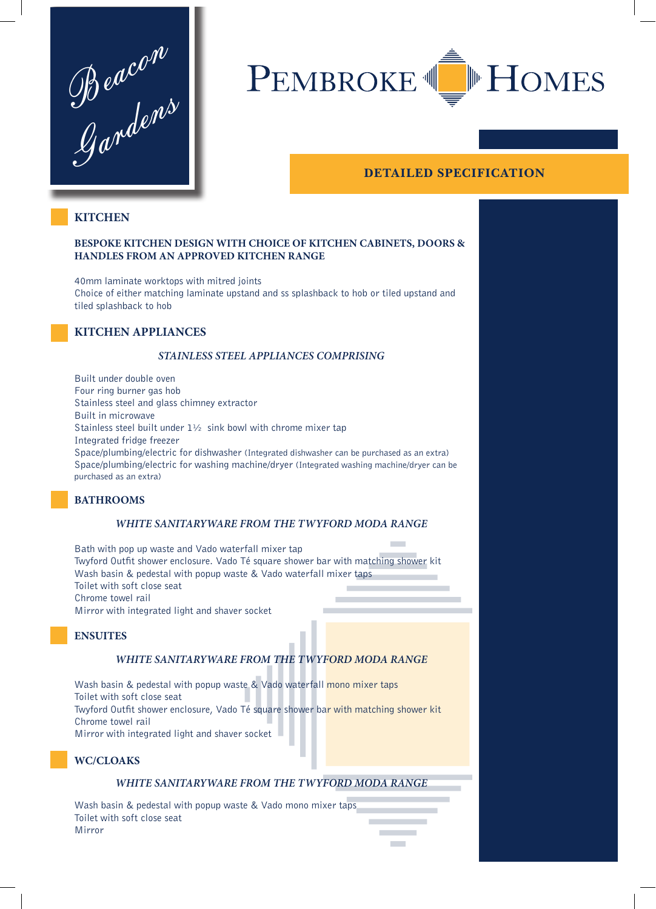Beacon Gardens

# PEMBROKE HOMES

## DETAILED SPECIFICATION

### KITCHEN

**BESPOKE KITCHEN DESIGN WITH CHOICE OF KITCHEN CABINETS, DOORS & HANDLES FROM AN APPROVED KITCHEN RANGE**

40mm laminate worktops with mitred joints
Choice of either matching laminate upstand and ss splashback to hob or tiled upstand and tiled splashback to hob

### KITCHEN APPLIANCES

***STAINLESS STEEL APPLIANCES COMPRISING***

Built under double oven
Four ring burner gas hob
Stainless steel and glass chimney extractor
Built in microwave
Stainless steel built under 1½ sink bowl with chrome mixer tap
Integrated fridge freezer
Space/plumbing/electric for dishwasher (Integrated dishwasher can be purchased as an extra)
Space/plumbing/electric for washing machine/dryer (Integrated washing machine/dryer can be purchased as an extra)

### BATHROOMS

***WHITE SANITARYWARE FROM THE TWYFORD MODA RANGE***

Bath with pop up waste and Vado waterfall mixer tap
Twyford Outfit shower enclosure. Vado Té square shower bar with matching shower kit
Wash basin & pedestal with popup waste & Vado waterfall mixer taps
Toilet with soft close seat
Chrome towel rail
Mirror with integrated light and shaver socket

### ENSUITES

***WHITE SANITARYWARE FROM THE TWYFORD MODA RANGE***

Wash basin & pedestal with popup waste & Vado waterfall mono mixer taps
Toilet with soft close seat
Twyford Outfit shower enclosure, Vado Té square shower bar with matching shower kit
Chrome towel rail
Mirror with integrated light and shaver socket

### WC/CLOAKS

***WHITE SANITARYWARE FROM THE TWYFORD MODA RANGE***

Wash basin & pedestal with popup waste & Vado mono mixer taps
Toilet with soft close seat
Mirror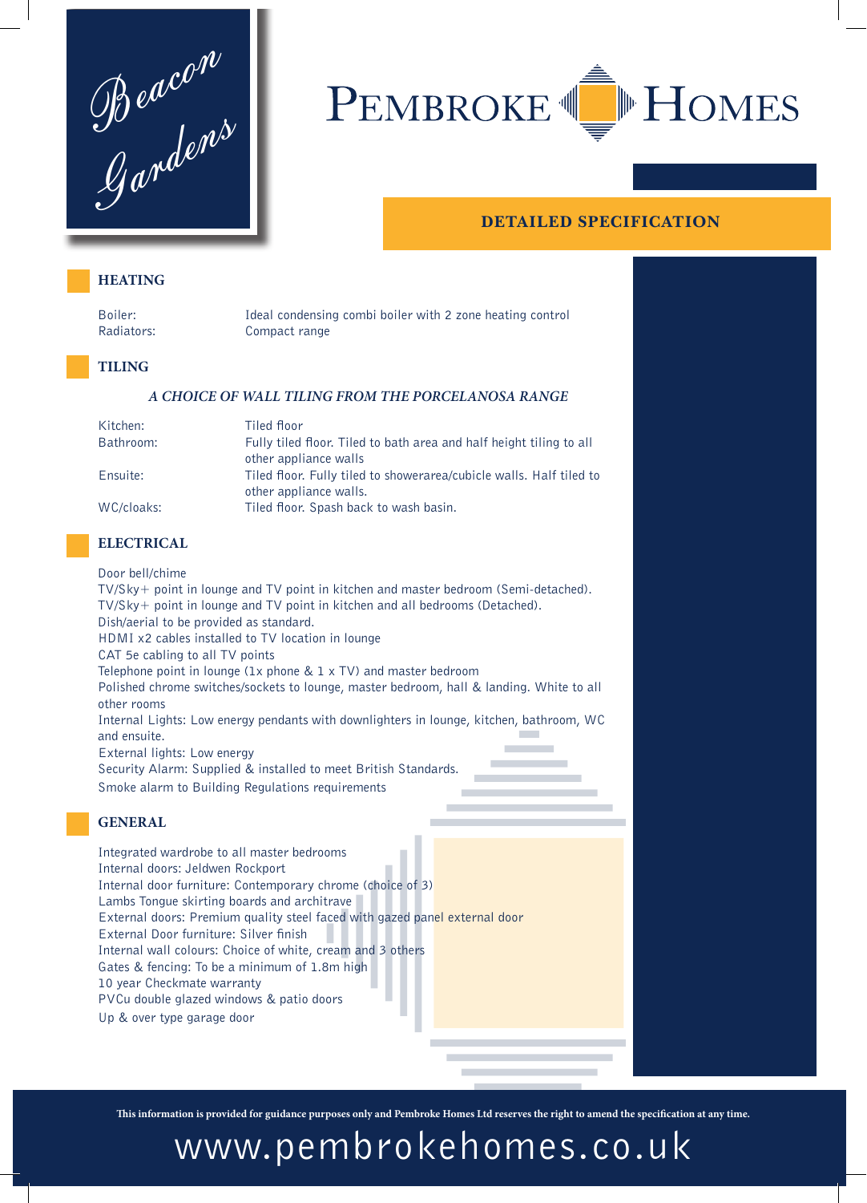Beacon Gardens

# PEMBROKE HOMES

## DETAILED SPECIFICATION

### HEATING

| | |
|---|---|
| Boiler: | Ideal condensing combi boiler with 2 zone heating control |
| Radiators: | Compact range |

### TILING

*A CHOICE OF WALL TILING FROM THE PORCELANOSA RANGE*

| | |
|---|---|
| Kitchen: | Tiled floor |
| Bathroom: | Fully tiled floor. Tiled to bath area and half height tiling to all other appliance walls |
| Ensuite: | Tiled floor. Fully tiled to showerarea/cubicle walls. Half tiled to other appliance walls. |
| WC/cloaks: | Tiled floor. Spash back to wash basin. |

### ELECTRICAL

Door bell/chime
TV/Sky+ point in lounge and TV point in kitchen and master bedroom (Semi-detached).
TV/Sky+ point in lounge and TV point in kitchen and all bedrooms (Detached).
Dish/aerial to be provided as standard.
HDMI x2 cables installed to TV location in lounge
CAT 5e cabling to all TV points
Telephone point in lounge (1x phone & 1 x TV) and master bedroom
Polished chrome switches/sockets to lounge, master bedroom, hall & landing. White to all other rooms
Internal Lights: Low energy pendants with downlighters in lounge, kitchen, bathroom, WC and ensuite.
External lights: Low energy
Security Alarm: Supplied & installed to meet British Standards.
Smoke alarm to Building Regulations requirements

### GENERAL

Integrated wardrobe to all master bedrooms
Internal doors: Jeldwen Rockport
Internal door furniture: Contemporary chrome (choice of 3)
Lambs Tongue skirting boards and architrave
External doors: Premium quality steel faced with gazed panel external door
External Door furniture: Silver finish
Internal wall colours: Choice of white, cream and 3 others
Gates & fencing: To be a minimum of 1.8m high
10 year Checkmate warranty
PVCu double glazed windows & patio doors
Up & over type garage door

**This information is provided for guidance purposes only and Pembroke Homes Ltd reserves the right to amend the specification at any time.**

www.pembrokehomes.co.uk